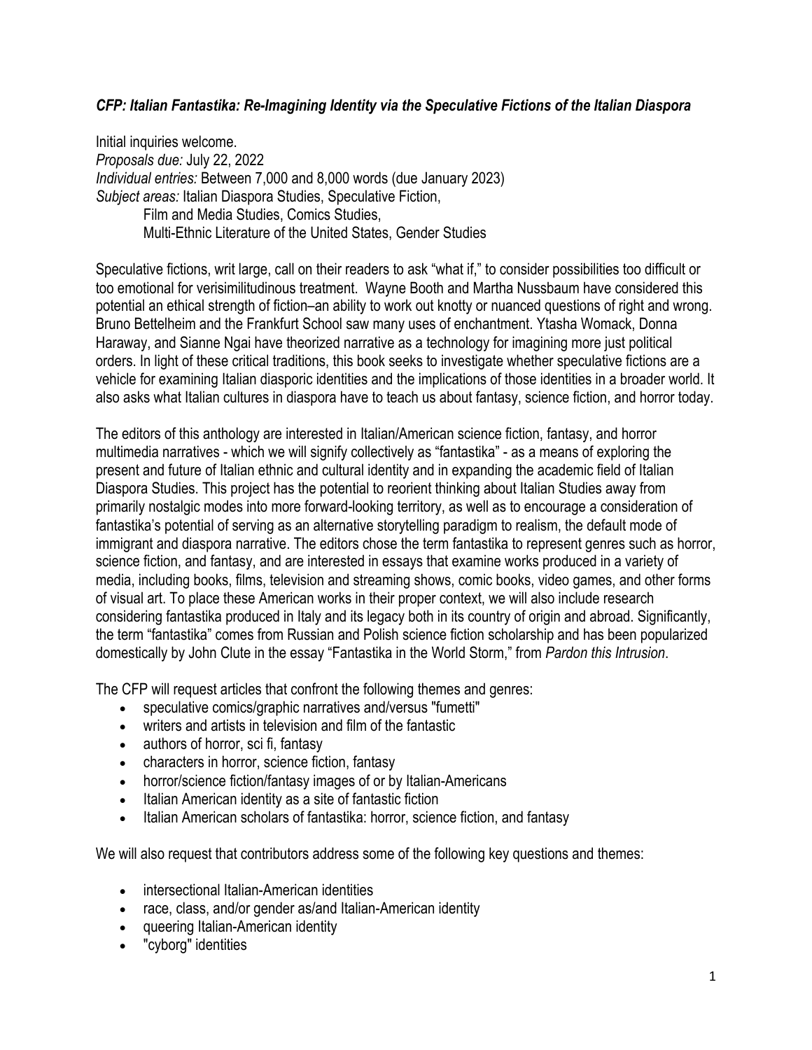### *CFP: Italian Fantastika: Re-Imagining Identity via the Speculative Fictions of the Italian Diaspora*

Initial inquiries welcome.
*Proposals due:* July 22, 2022
*Individual entries:* Between 7,000 and 8,000 words (due January 2023)
*Subject areas:* Italian Diaspora Studies, Speculative Fiction,
Film and Media Studies, Comics Studies,
Multi-Ethnic Literature of the United States, Gender Studies

Speculative fictions, writ large, call on their readers to ask "what if," to consider possibilities too difficult or too emotional for verisimilitudinous treatment. Wayne Booth and Martha Nussbaum have considered this potential an ethical strength of fiction–an ability to work out knotty or nuanced questions of right and wrong. Bruno Bettelheim and the Frankfurt School saw many uses of enchantment. Ytasha Womack, Donna Haraway, and Sianne Ngai have theorized narrative as a technology for imagining more just political orders. In light of these critical traditions, this book seeks to investigate whether speculative fictions are a vehicle for examining Italian diasporic identities and the implications of those identities in a broader world. It also asks what Italian cultures in diaspora have to teach us about fantasy, science fiction, and horror today.

The editors of this anthology are interested in Italian/American science fiction, fantasy, and horror multimedia narratives - which we will signify collectively as "fantastika" - as a means of exploring the present and future of Italian ethnic and cultural identity and in expanding the academic field of Italian Diaspora Studies. This project has the potential to reorient thinking about Italian Studies away from primarily nostalgic modes into more forward-looking territory, as well as to encourage a consideration of fantastika's potential of serving as an alternative storytelling paradigm to realism, the default mode of immigrant and diaspora narrative. The editors chose the term fantastika to represent genres such as horror, science fiction, and fantasy, and are interested in essays that examine works produced in a variety of media, including books, films, television and streaming shows, comic books, video games, and other forms of visual art. To place these American works in their proper context, we will also include research considering fantastika produced in Italy and its legacy both in its country of origin and abroad. Significantly, the term "fantastika" comes from Russian and Polish science fiction scholarship and has been popularized domestically by John Clute in the essay "Fantastika in the World Storm," from *Pardon this Intrusion*.

The CFP will request articles that confront the following themes and genres:

- speculative comics/graphic narratives and/versus "fumetti"
- writers and artists in television and film of the fantastic
- authors of horror, sci fi, fantasy
- characters in horror, science fiction, fantasy
- horror/science fiction/fantasy images of or by Italian-Americans
- Italian American identity as a site of fantastic fiction
- Italian American scholars of fantastika: horror, science fiction, and fantasy

We will also request that contributors address some of the following key questions and themes:

- intersectional Italian-American identities
- race, class, and/or gender as/and Italian-American identity
- queering Italian-American identity
- "cyborg" identities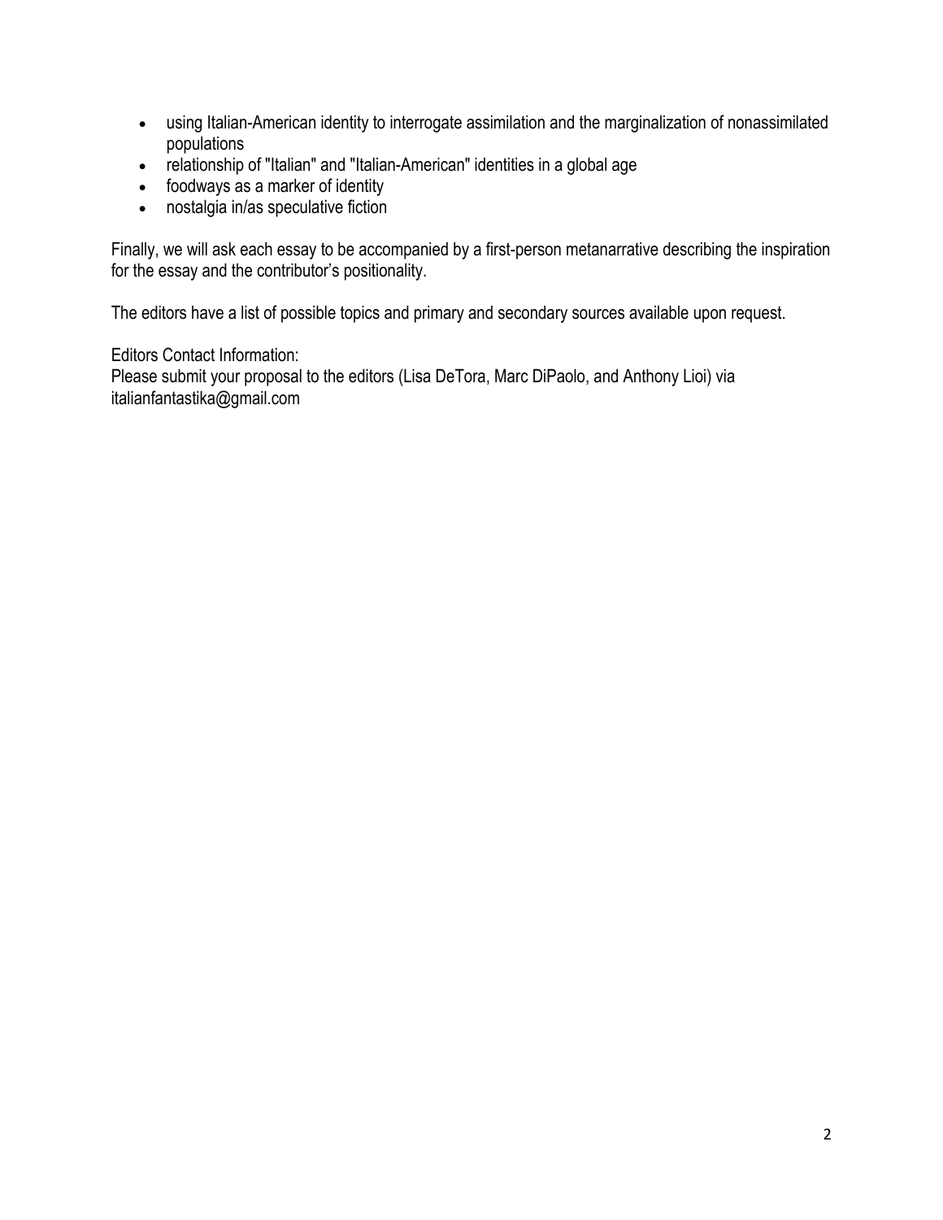- using Italian-American identity to interrogate assimilation and the marginalization of nonassimilated populations
- relationship of "Italian" and "Italian-American" identities in a global age
- foodways as a marker of identity
- nostalgia in/as speculative fiction

Finally, we will ask each essay to be accompanied by a first-person metanarrative describing the inspiration for the essay and the contributor's positionality.

The editors have a list of possible topics and primary and secondary sources available upon request.

Editors Contact Information:
Please submit your proposal to the editors (Lisa DeTora, Marc DiPaolo, and Anthony Lioi) via italianfantastika@gmail.com